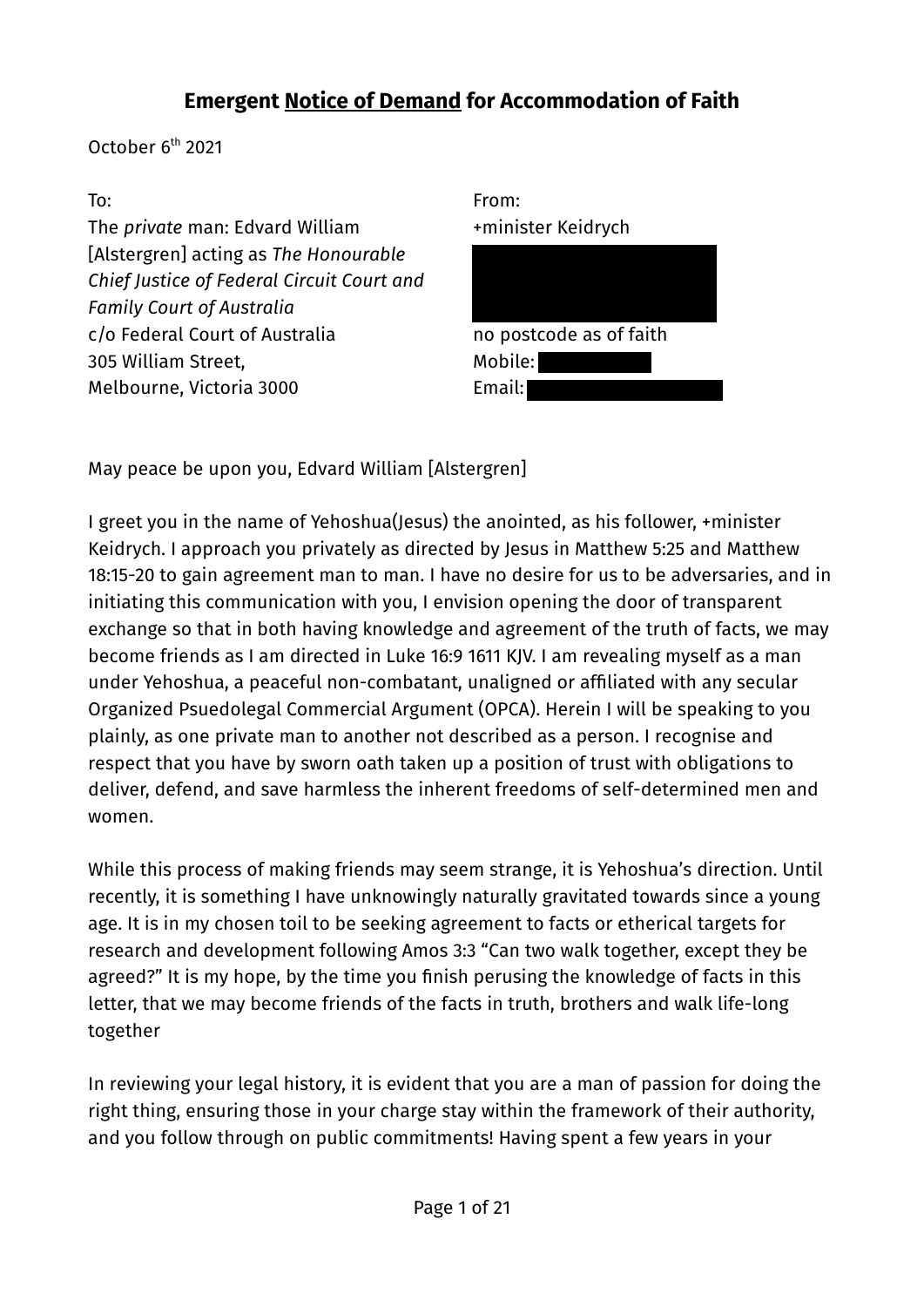# **Emergent <u>Notice of Demand</u> for Accommodation of Faith**

October 6th 2021

To:
The *private* man: Edvard William [Alstergren] acting as *The Honourable Chief Justice of Federal Circuit Court and Family Court of Australia*
c/o Federal Court of Australia
305 William Street,
Melbourne, Victoria 3000

From:
+minister Keidrych

no postcode as of faith
Mobile:
Email:

May peace be upon you, Edvard William [Alstergren]

I greet you in the name of Yehoshua(Jesus) the anointed, as his follower, +minister Keidrych. I approach you privately as directed by Jesus in Matthew 5:25 and Matthew 18:15-20 to gain agreement man to man. I have no desire for us to be adversaries, and in initiating this communication with you, I envision opening the door of transparent exchange so that in both having knowledge and agreement of the truth of facts, we may become friends as I am directed in Luke 16:9 1611 KJV. I am revealing myself as a man under Yehoshua, a peaceful non-combatant, unaligned or affiliated with any secular Organized Psuedolegal Commercial Argument (OPCA). Herein I will be speaking to you plainly, as one private man to another not described as a person. I recognise and respect that you have by sworn oath taken up a position of trust with obligations to deliver, defend, and save harmless the inherent freedoms of self-determined men and women.

While this process of making friends may seem strange, it is Yehoshua's direction. Until recently, it is something I have unknowingly naturally gravitated towards since a young age. It is in my chosen toil to be seeking agreement to facts or etherical targets for research and development following Amos 3:3 "Can two walk together, except they be agreed?" It is my hope, by the time you finish perusing the knowledge of facts in this letter, that we may become friends of the facts in truth, brothers and walk life-long together

In reviewing your legal history, it is evident that you are a man of passion for doing the right thing, ensuring those in your charge stay within the framework of their authority, and you follow through on public commitments! Having spent a few years in your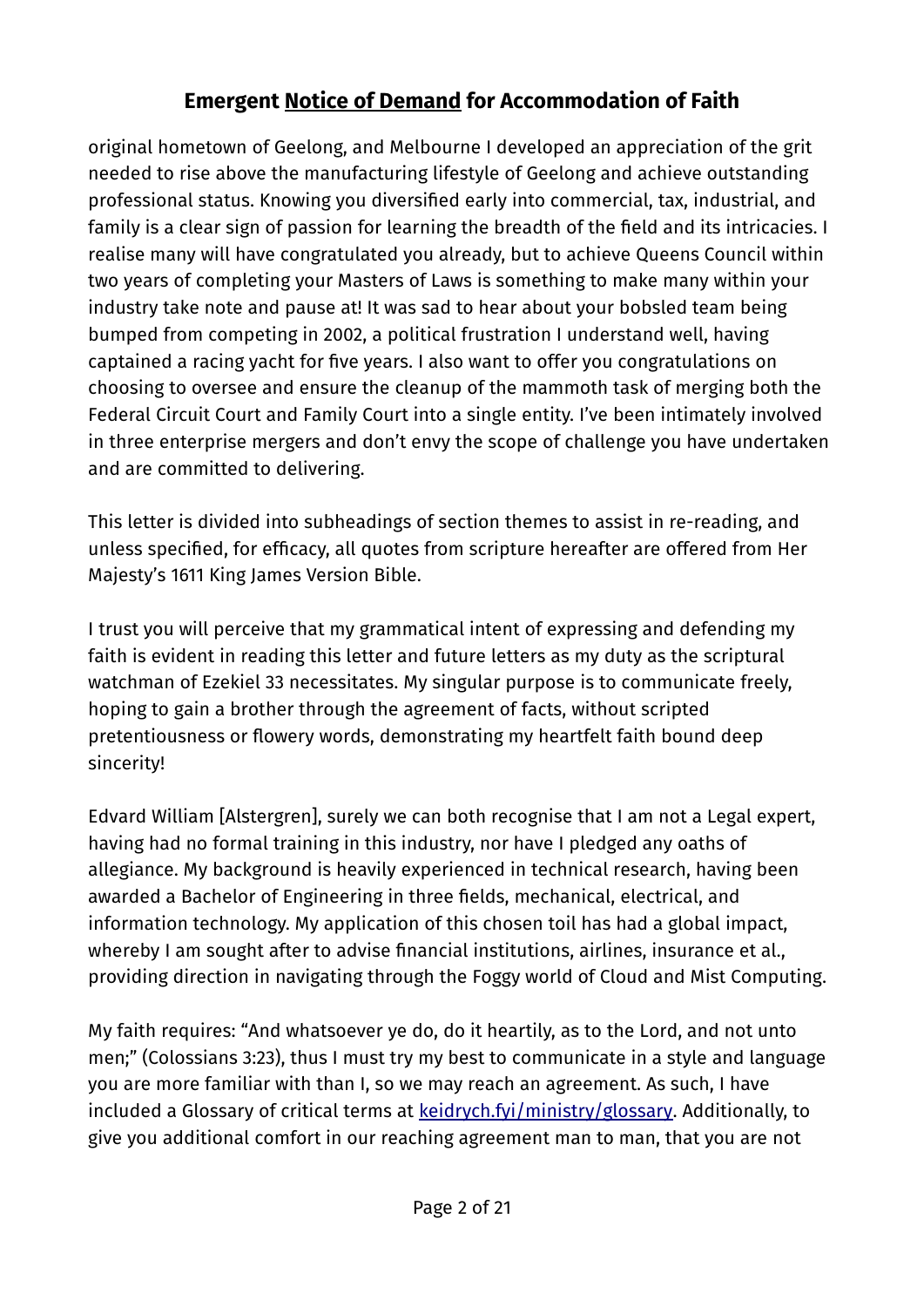original hometown of Geelong, and Melbourne I developed an appreciation of the grit needed to rise above the manufacturing lifestyle of Geelong and achieve outstanding professional status. Knowing you diversified early into commercial, tax, industrial, and family is a clear sign of passion for learning the breadth of the field and its intricacies. I realise many will have congratulated you already, but to achieve Queens Council within two years of completing your Masters of Laws is something to make many within your industry take note and pause at! It was sad to hear about your bobsled team being bumped from competing in 2002, a political frustration I understand well, having captained a racing yacht for five years. I also want to offer you congratulations on choosing to oversee and ensure the cleanup of the mammoth task of merging both the Federal Circuit Court and Family Court into a single entity. I've been intimately involved in three enterprise mergers and don't envy the scope of challenge you have undertaken and are committed to delivering.

This letter is divided into subheadings of section themes to assist in re-reading, and unless specified, for efficacy, all quotes from scripture hereafter are offered from Her Majesty's 1611 King James Version Bible.

I trust you will perceive that my grammatical intent of expressing and defending my faith is evident in reading this letter and future letters as my duty as the scriptural watchman of Ezekiel 33 necessitates. My singular purpose is to communicate freely, hoping to gain a brother through the agreement of facts, without scripted pretentiousness or flowery words, demonstrating my heartfelt faith bound deep sincerity!

Edvard William [Alstergren], surely we can both recognise that I am not a Legal expert, having had no formal training in this industry, nor have I pledged any oaths of allegiance. My background is heavily experienced in technical research, having been awarded a Bachelor of Engineering in three fields, mechanical, electrical, and information technology. My application of this chosen toil has had a global impact, whereby I am sought after to advise financial institutions, airlines, insurance et al., providing direction in navigating through the Foggy world of Cloud and Mist Computing.

My faith requires: "And whatsoever ye do, do it heartily, as to the Lord, and not unto men;" (Colossians 3:23), thus I must try my best to communicate in a style and language you are more familiar with than I, so we may reach an agreement. As such, I have included a Glossary of critical terms at keidrych.fyi/ministry/glossary. Additionally, to give you additional comfort in our reaching agreement man to man, that you are not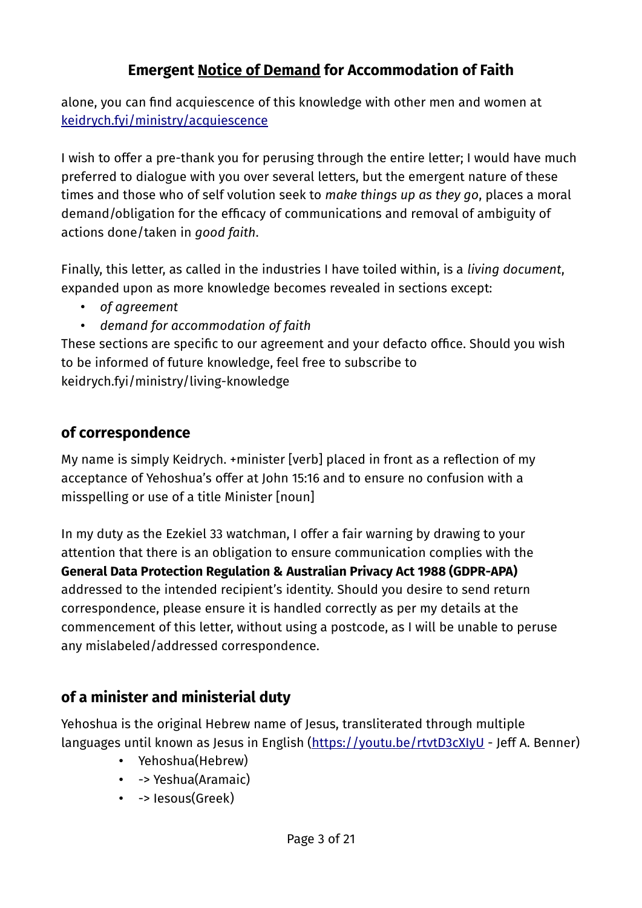## Emergent Notice of Demand for Accommodation of Faith

alone, you can find acquiescence of this knowledge with other men and women at [keidrych.fyi/ministry/acquiescence](keidrych.fyi/ministry/acquiescence)

I wish to offer a pre-thank you for perusing through the entire letter; I would have much preferred to dialogue with you over several letters, but the emergent nature of these times and those who of self volution seek to *make things up as they go*, places a moral demand/obligation for the efficacy of communications and removal of ambiguity of actions done/taken in *good faith*.

Finally, this letter, as called in the industries I have toiled within, is a *living document*, expanded upon as more knowledge becomes revealed in sections except:

- *of agreement*
- *demand for accommodation of faith*

These sections are specific to our agreement and your defacto office. Should you wish to be informed of future knowledge, feel free to subscribe to keidrych.fyi/ministry/living-knowledge

## of correspondence

My name is simply Keidrych. +minister [verb] placed in front as a reflection of my acceptance of Yehoshua's offer at John 15:16 and to ensure no confusion with a misspelling or use of a title Minister [noun]

In my duty as the Ezekiel 33 watchman, I offer a fair warning by drawing to your attention that there is an obligation to ensure communication complies with the **General Data Protection Regulation & Australian Privacy Act 1988 (GDPR-APA)** addressed to the intended recipient's identity. Should you desire to send return correspondence, please ensure it is handled correctly as per my details at the commencement of this letter, without using a postcode, as I will be unable to peruse any mislabeled/addressed correspondence.

## of a minister and ministerial duty

Yehoshua is the original Hebrew name of Jesus, transliterated through multiple languages until known as Jesus in English ([https://youtu.be/rtvtD3cXIyU](https://youtu.be/rtvtD3cXIyU) - Jeff A. Benner)

- Yehoshua(Hebrew)
- -> Yeshua(Aramaic)
- -> Iesous(Greek)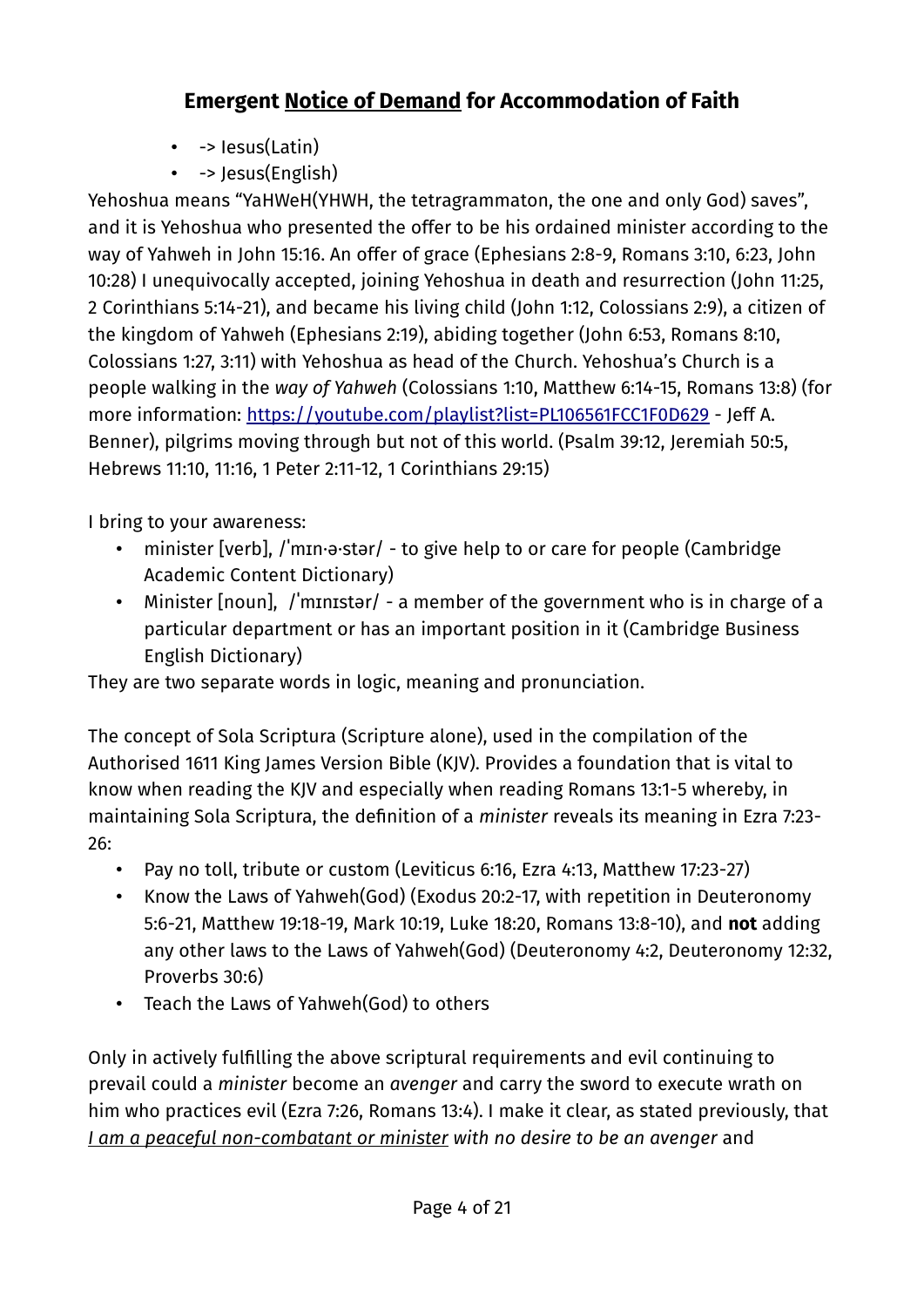## **Emergent <u>Notice of Demand</u> for Accommodation of Faith**

- -> Iesus(Latin)
- -> Jesus(English)

Yehoshua means "YaHWeH(YHWH, the tetragrammaton, the one and only God) saves", and it is Yehoshua who presented the offer to be his ordained minister according to the way of Yahweh in John 15:16. An offer of grace (Ephesians 2:8-9, Romans 3:10, 6:23, John 10:28) I unequivocally accepted, joining Yehoshua in death and resurrection (John 11:25, 2 Corinthians 5:14-21), and became his living child (John 1:12, Colossians 2:9), a citizen of the kingdom of Yahweh (Ephesians 2:19), abiding together (John 6:53, Romans 8:10, Colossians 1:27, 3:11) with Yehoshua as head of the Church. Yehoshua's Church is a people walking in the *way of Yahweh* (Colossians 1:10, Matthew 6:14-15, Romans 13:8) (for more information: [https://youtube.com/playlist?list=PL106561FCC1F0D629](https://youtube.com/playlist?list=PL106561FCC1F0D629) - Jeff A. Benner), pilgrims moving through but not of this world. (Psalm 39:12, Jeremiah 50:5, Hebrews 11:10, 11:16, 1 Peter 2:11-12, 1 Corinthians 29:15)

I bring to your awareness:

- minister [verb], /ˈmɪn·ə·stər/ - to give help to or care for people (Cambridge Academic Content Dictionary)
- Minister [noun], /ˈmɪnɪstər/ - a member of the government who is in charge of a particular department or has an important position in it (Cambridge Business English Dictionary)

They are two separate words in logic, meaning and pronunciation.

The concept of Sola Scriptura (Scripture alone), used in the compilation of the Authorised 1611 King James Version Bible (KJV). Provides a foundation that is vital to know when reading the KJV and especially when reading Romans 13:1-5 whereby, in maintaining Sola Scriptura, the definition of a *minister* reveals its meaning in Ezra 7:23-26:

- Pay no toll, tribute or custom (Leviticus 6:16, Ezra 4:13, Matthew 17:23-27)
- Know the Laws of Yahweh(God) (Exodus 20:2-17, with repetition in Deuteronomy 5:6-21, Matthew 19:18-19, Mark 10:19, Luke 18:20, Romans 13:8-10), and **not** adding any other laws to the Laws of Yahweh(God) (Deuteronomy 4:2, Deuteronomy 12:32, Proverbs 30:6)
- Teach the Laws of Yahweh(God) to others

Only in actively fulfilling the above scriptural requirements and evil continuing to prevail could a *minister* become an *avenger* and carry the sword to execute wrath on him who practices evil (Ezra 7:26, Romans 13:4). I make it clear, as stated previously, that <u>*I am a peaceful non-combatant or minister*</u> *with no desire to be an avenger* and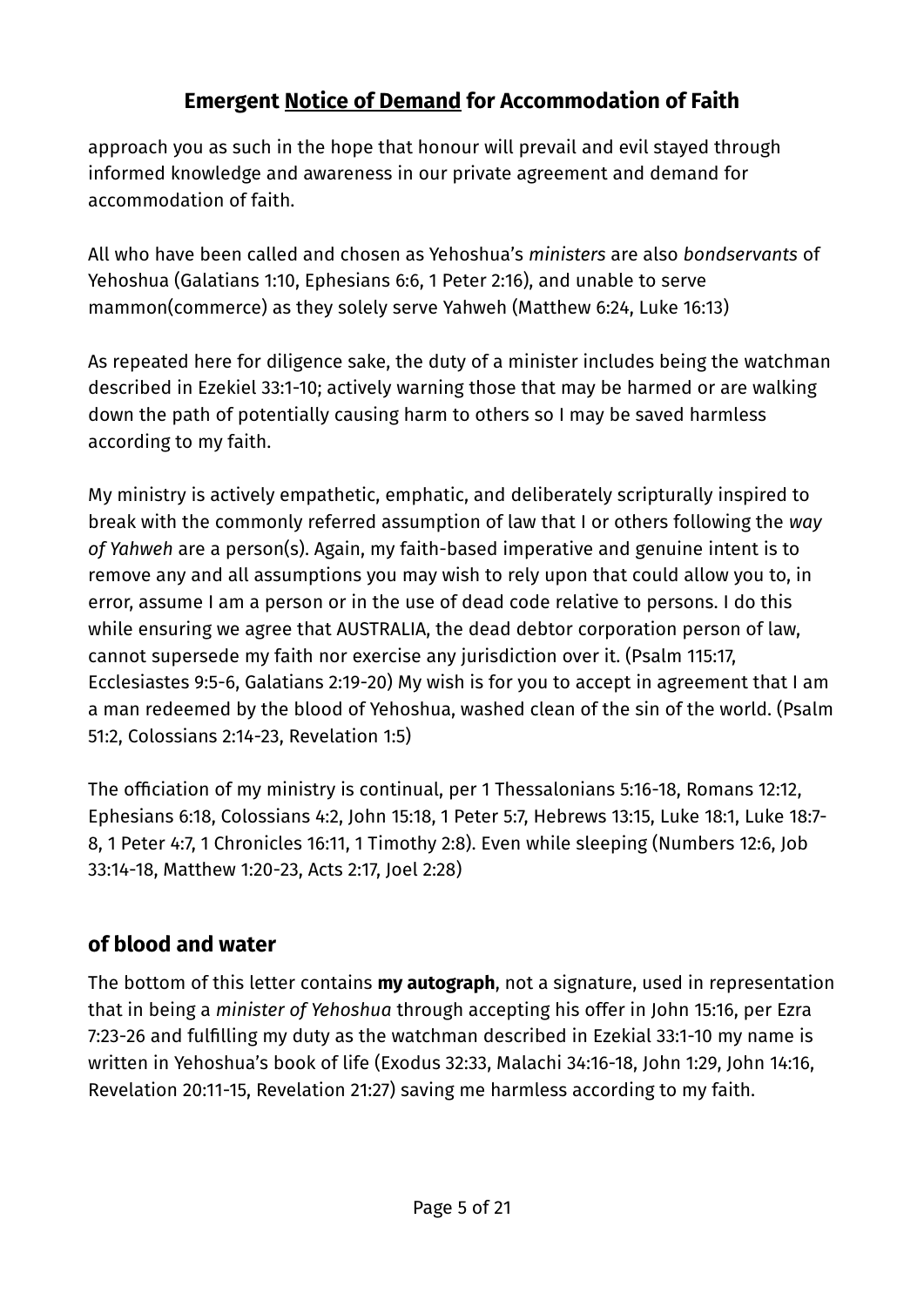# Emergent Notice of Demand for Accommodation of Faith

approach you as such in the hope that honour will prevail and evil stayed through informed knowledge and awareness in our private agreement and demand for accommodation of faith.

All who have been called and chosen as Yehoshua's *ministers* are also *bondservants* of Yehoshua (Galatians 1:10, Ephesians 6:6, 1 Peter 2:16), and unable to serve mammon(commerce) as they solely serve Yahweh (Matthew 6:24, Luke 16:13)

As repeated here for diligence sake, the duty of a minister includes being the watchman described in Ezekiel 33:1-10; actively warning those that may be harmed or are walking down the path of potentially causing harm to others so I may be saved harmless according to my faith.

My ministry is actively empathetic, emphatic, and deliberately scripturally inspired to break with the commonly referred assumption of law that I or others following the *way of Yahweh* are a person(s). Again, my faith-based imperative and genuine intent is to remove any and all assumptions you may wish to rely upon that could allow you to, in error, assume I am a person or in the use of dead code relative to persons. I do this while ensuring we agree that AUSTRALIA, the dead debtor corporation person of law, cannot supersede my faith nor exercise any jurisdiction over it. (Psalm 115:17, Ecclesiastes 9:5-6, Galatians 2:19-20) My wish is for you to accept in agreement that I am a man redeemed by the blood of Yehoshua, washed clean of the sin of the world. (Psalm 51:2, Colossians 2:14-23, Revelation 1:5)

The officiation of my ministry is continual, per 1 Thessalonians 5:16-18, Romans 12:12, Ephesians 6:18, Colossians 4:2, John 15:18, 1 Peter 5:7, Hebrews 13:15, Luke 18:1, Luke 18:7-8, 1 Peter 4:7, 1 Chronicles 16:11, 1 Timothy 2:8). Even while sleeping (Numbers 12:6, Job 33:14-18, Matthew 1:20-23, Acts 2:17, Joel 2:28)

## of blood and water

The bottom of this letter contains **my autograph**, not a signature, used in representation that in being a *minister of Yehoshua* through accepting his offer in John 15:16, per Ezra 7:23-26 and fulfilling my duty as the watchman described in Ezekial 33:1-10 my name is written in Yehoshua's book of life (Exodus 32:33, Malachi 34:16-18, John 1:29, John 14:16, Revelation 20:11-15, Revelation 21:27) saving me harmless according to my faith.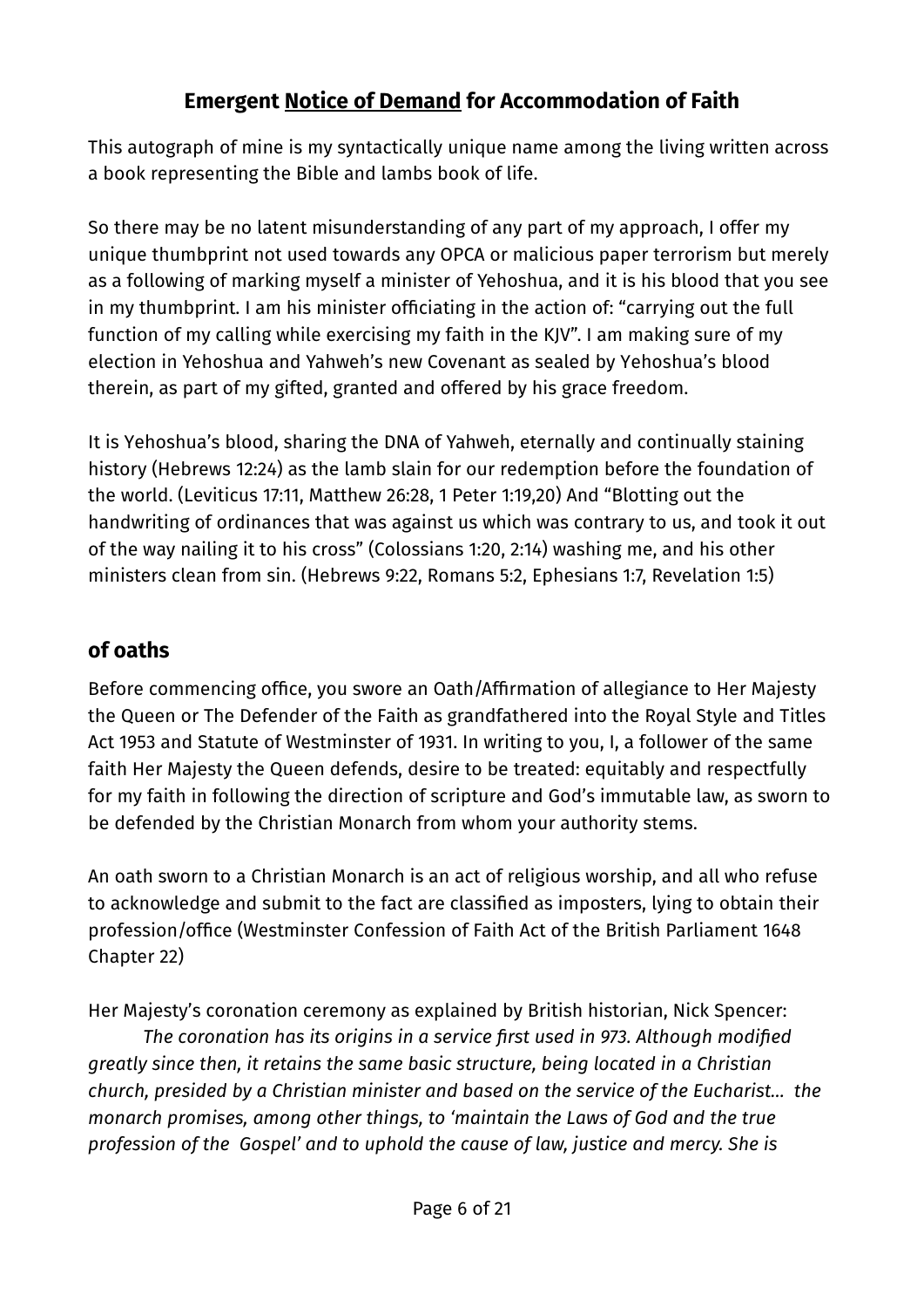## Emergent Notice of Demand for Accommodation of Faith

This autograph of mine is my syntactically unique name among the living written across a book representing the Bible and lambs book of life.

So there may be no latent misunderstanding of any part of my approach, I offer my unique thumbprint not used towards any OPCA or malicious paper terrorism but merely as a following of marking myself a minister of Yehoshua, and it is his blood that you see in my thumbprint. I am his minister officiating in the action of: "carrying out the full function of my calling while exercising my faith in the KJV". I am making sure of my election in Yehoshua and Yahweh's new Covenant as sealed by Yehoshua's blood therein, as part of my gifted, granted and offered by his grace freedom.

It is Yehoshua's blood, sharing the DNA of Yahweh, eternally and continually staining history (Hebrews 12:24) as the lamb slain for our redemption before the foundation of the world. (Leviticus 17:11, Matthew 26:28, 1 Peter 1:19,20) And "Blotting out the handwriting of ordinances that was against us which was contrary to us, and took it out of the way nailing it to his cross" (Colossians 1:20, 2:14) washing me, and his other ministers clean from sin. (Hebrews 9:22, Romans 5:2, Ephesians 1:7, Revelation 1:5)

## of oaths

Before commencing office, you swore an Oath/Affirmation of allegiance to Her Majesty the Queen or The Defender of the Faith as grandfathered into the Royal Style and Titles Act 1953 and Statute of Westminster of 1931. In writing to you, I, a follower of the same faith Her Majesty the Queen defends, desire to be treated: equitably and respectfully for my faith in following the direction of scripture and God's immutable law, as sworn to be defended by the Christian Monarch from whom your authority stems.

An oath sworn to a Christian Monarch is an act of religious worship, and all who refuse to acknowledge and submit to the fact are classified as imposters, lying to obtain their profession/office (Westminster Confession of Faith Act of the British Parliament 1648 Chapter 22)

Her Majesty's coronation ceremony as explained by British historian, Nick Spencer:

*The coronation has its origins in a service first used in 973. Although modified greatly since then, it retains the same basic structure, being located in a Christian church, presided by a Christian minister and based on the service of the Eucharist... the monarch promises, among other things, to 'maintain the Laws of God and the true profession of the Gospel' and to uphold the cause of law, justice and mercy. She is*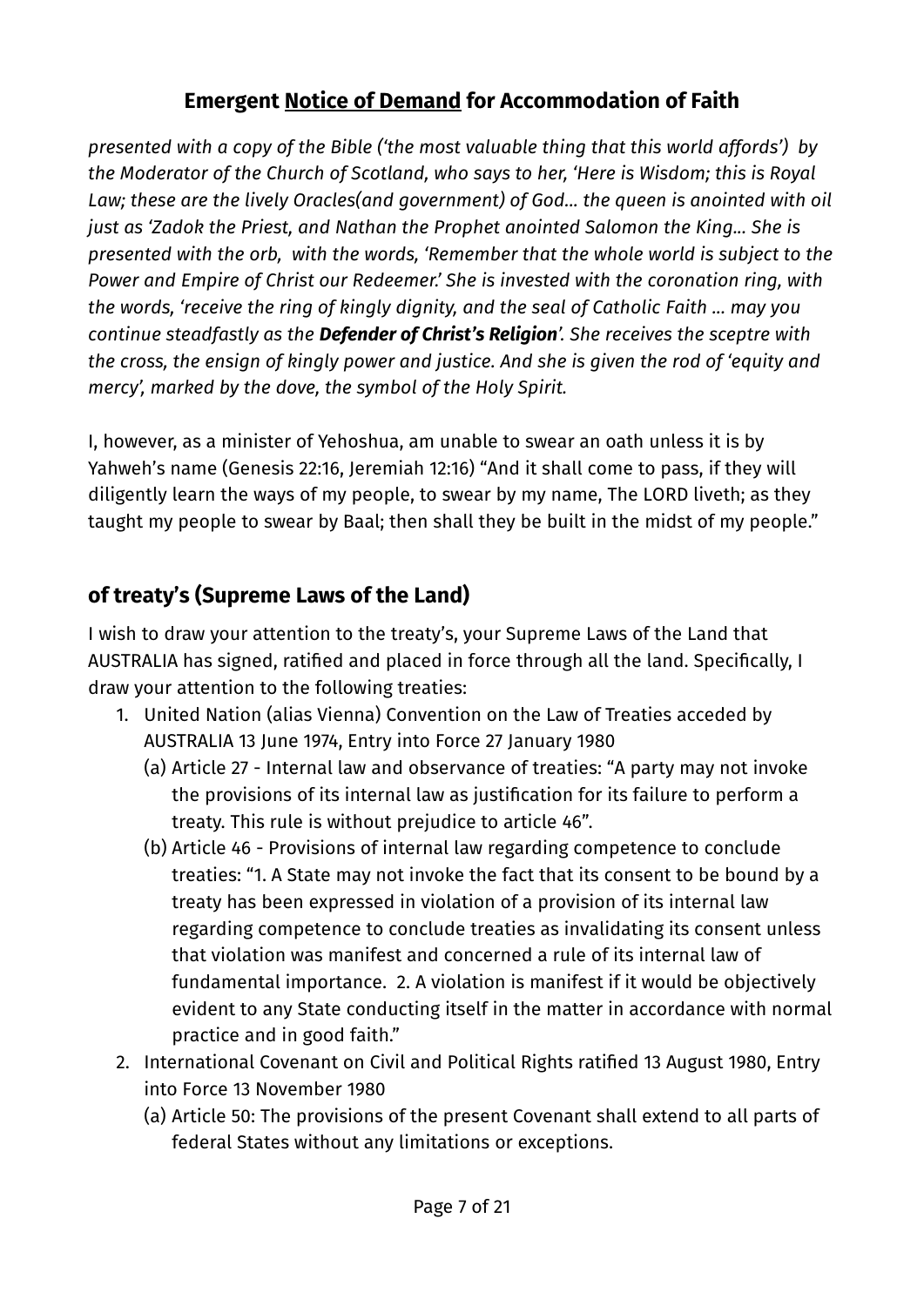## Emergent Notice of Demand for Accommodation of Faith

*presented with a copy of the Bible ('the most valuable thing that this world affords') by the Moderator of the Church of Scotland, who says to her, 'Here is Wisdom; this is Royal Law; these are the lively Oracles(and government) of God… the queen is anointed with oil just as 'Zadok the Priest, and Nathan the Prophet anointed Salomon the King… She is presented with the orb, with the words, 'Remember that the whole world is subject to the Power and Empire of Christ our Redeemer.' She is invested with the coronation ring, with the words, 'receive the ring of kingly dignity, and the seal of Catholic Faith … may you continue steadfastly as the **Defender of Christ's Religion**'. She receives the sceptre with the cross, the ensign of kingly power and justice. And she is given the rod of 'equity and mercy', marked by the dove, the symbol of the Holy Spirit.*

I, however, as a minister of Yehoshua, am unable to swear an oath unless it is by Yahweh's name (Genesis 22:16, Jeremiah 12:16) "And it shall come to pass, if they will diligently learn the ways of my people, to swear by my name, The LORD liveth; as they taught my people to swear by Baal; then shall they be built in the midst of my people."

### of treaty's (Supreme Laws of the Land)

I wish to draw your attention to the treaty's, your Supreme Laws of the Land that AUSTRALIA has signed, ratified and placed in force through all the land. Specifically, I draw your attention to the following treaties:

1. United Nation (alias Vienna) Convention on the Law of Treaties acceded by AUSTRALIA 13 June 1974, Entry into Force 27 January 1980
   (a) Article 27 - Internal law and observance of treaties: "A party may not invoke the provisions of its internal law as justification for its failure to perform a treaty. This rule is without prejudice to article 46".
   (b) Article 46 - Provisions of internal law regarding competence to conclude treaties: "1. A State may not invoke the fact that its consent to be bound by a treaty has been expressed in violation of a provision of its internal law regarding competence to conclude treaties as invalidating its consent unless that violation was manifest and concerned a rule of its internal law of fundamental importance. 2. A violation is manifest if it would be objectively evident to any State conducting itself in the matter in accordance with normal practice and in good faith."
2. International Covenant on Civil and Political Rights ratified 13 August 1980, Entry into Force 13 November 1980
   (a) Article 50: The provisions of the present Covenant shall extend to all parts of federal States without any limitations or exceptions.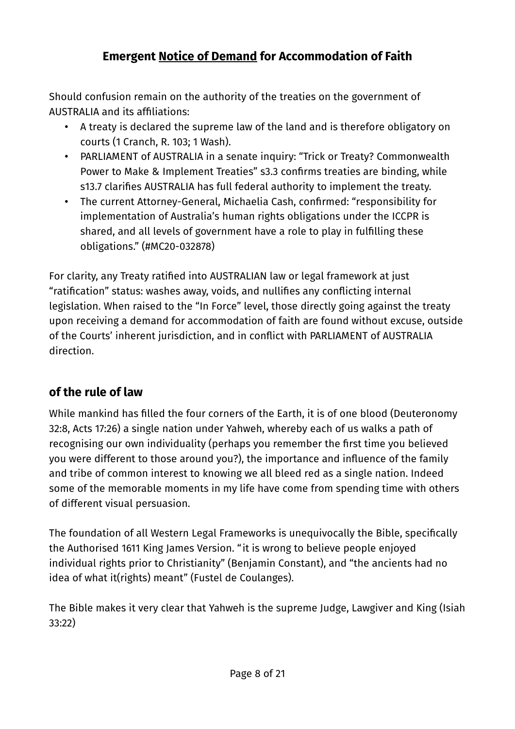## **Emergent Notice of Demand for Accommodation of Faith**

Should confusion remain on the authority of the treaties on the government of AUSTRALIA and its affiliations:

- A treaty is declared the supreme law of the land and is therefore obligatory on courts (1 Cranch, R. 103; 1 Wash).
- PARLIAMENT of AUSTRALIA in a senate inquiry: "Trick or Treaty? Commonwealth Power to Make & Implement Treaties" s3.3 confirms treaties are binding, while s13.7 clarifies AUSTRALIA has full federal authority to implement the treaty.
- The current Attorney-General, Michaelia Cash, confirmed: "responsibility for implementation of Australia's human rights obligations under the ICCPR is shared, and all levels of government have a role to play in fulfilling these obligations." (#MC20-032878)

For clarity, any Treaty ratified into AUSTRALIAN law or legal framework at just "ratification" status: washes away, voids, and nullifies any conflicting internal legislation. When raised to the "In Force" level, those directly going against the treaty upon receiving a demand for accommodation of faith are found without excuse, outside of the Courts' inherent jurisdiction, and in conflict with PARLIAMENT of AUSTRALIA direction.

## **of the rule of law**

While mankind has filled the four corners of the Earth, it is of one blood (Deuteronomy 32:8, Acts 17:26) a single nation under Yahweh, whereby each of us walks a path of recognising our own individuality (perhaps you remember the first time you believed you were different to those around you?), the importance and influence of the family and tribe of common interest to knowing we all bleed red as a single nation. Indeed some of the memorable moments in my life have come from spending time with others of different visual persuasion.

The foundation of all Western Legal Frameworks is unequivocally the Bible, specifically the Authorised 1611 King James Version. "it is wrong to believe people enjoyed individual rights prior to Christianity" (Benjamin Constant), and "the ancients had no idea of what it(rights) meant" (Fustel de Coulanges).

The Bible makes it very clear that Yahweh is the supreme Judge, Lawgiver and King (Isiah 33:22)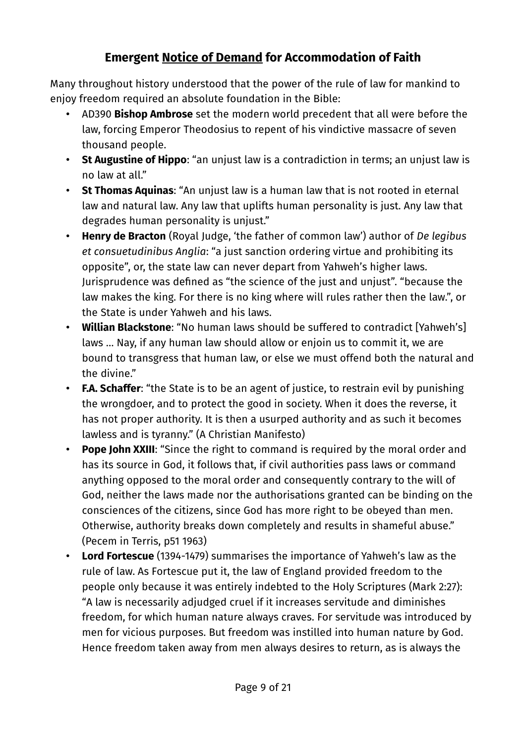## **Emergent Notice of Demand for Accommodation of Faith**

Many throughout history understood that the power of the rule of law for mankind to enjoy freedom required an absolute foundation in the Bible:

- AD390 **Bishop Ambrose** set the modern world precedent that all were before the law, forcing Emperor Theodosius to repent of his vindictive massacre of seven thousand people.
- **St Augustine of Hippo**: "an unjust law is a contradiction in terms; an unjust law is no law at all."
- **St Thomas Aquinas**: "An unjust law is a human law that is not rooted in eternal law and natural law. Any law that uplifts human personality is just. Any law that degrades human personality is unjust."
- **Henry de Bracton** (Royal Judge, 'the father of common law') author of *De legibus et consuetudinibus Anglia*: "a just sanction ordering virtue and prohibiting its opposite", or, the state law can never depart from Yahweh's higher laws. Jurisprudence was defined as "the science of the just and unjust". "because the law makes the king. For there is no king where will rules rather then the law.", or the State is under Yahweh and his laws.
- **Willian Blackstone**: "No human laws should be suffered to contradict [Yahweh's] laws … Nay, if any human law should allow or enjoin us to commit it, we are bound to transgress that human law, or else we must offend both the natural and the divine."
- **F.A. Schaffer**: "the State is to be an agent of justice, to restrain evil by punishing the wrongdoer, and to protect the good in society. When it does the reverse, it has not proper authority. It is then a usurped authority and as such it becomes lawless and is tyranny." (A Christian Manifesto)
- **Pope John XXIII**: "Since the right to command is required by the moral order and has its source in God, it follows that, if civil authorities pass laws or command anything opposed to the moral order and consequently contrary to the will of God, neither the laws made nor the authorisations granted can be binding on the consciences of the citizens, since God has more right to be obeyed than men. Otherwise, authority breaks down completely and results in shameful abuse." (Pecem in Terris, p51 1963)
- **Lord Fortescue** (1394-1479) summarises the importance of Yahweh's law as the rule of law. As Fortescue put it, the law of England provided freedom to the people only because it was entirely indebted to the Holy Scriptures (Mark 2:27): "A law is necessarily adjudged cruel if it increases servitude and diminishes freedom, for which human nature always craves. For servitude was introduced by men for vicious purposes. But freedom was instilled into human nature by God. Hence freedom taken away from men always desires to return, as is always the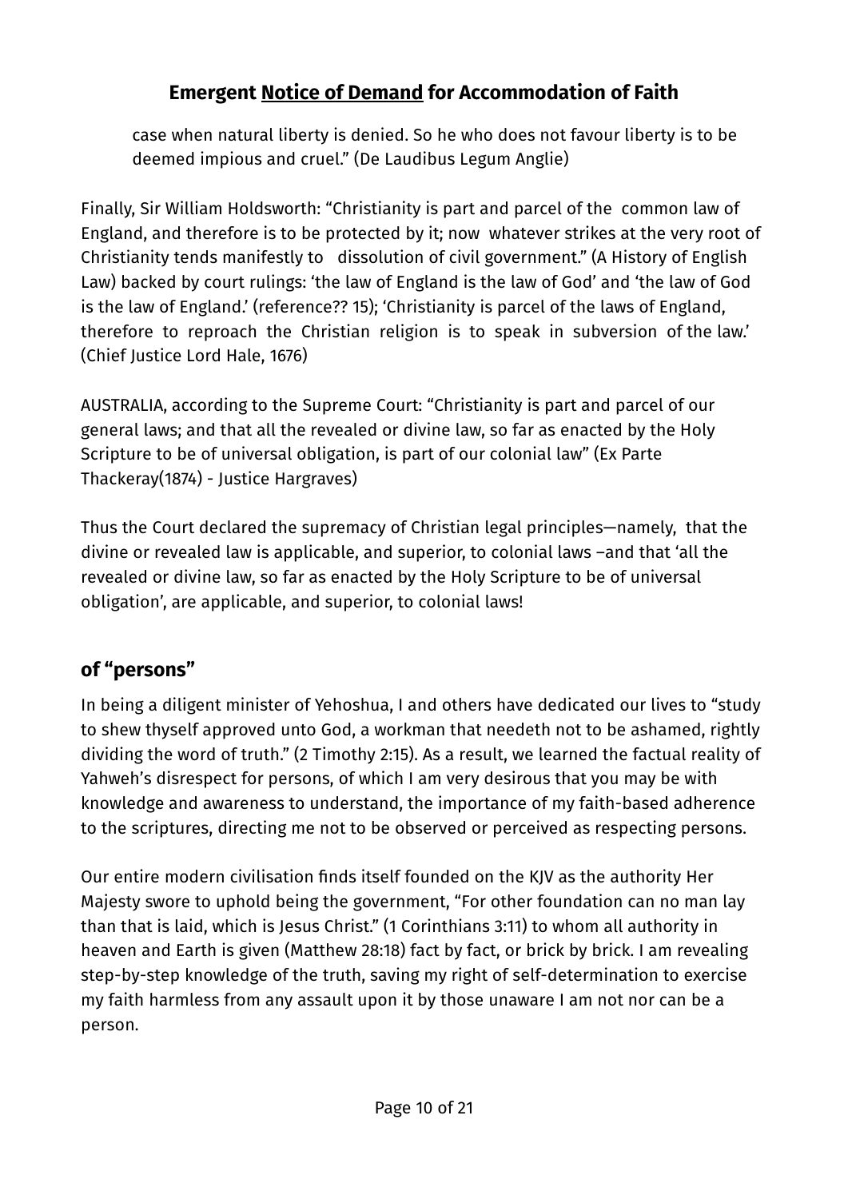case when natural liberty is denied. So he who does not favour liberty is to be deemed impious and cruel." (De Laudibus Legum Anglie)

Finally, Sir William Holdsworth: "Christianity is part and parcel of the common law of England, and therefore is to be protected by it; now whatever strikes at the very root of Christianity tends manifestly to dissolution of civil government." (A History of English Law) backed by court rulings: 'the law of England is the law of God' and 'the law of God is the law of England.' (reference?? 15); 'Christianity is parcel of the laws of England, therefore to reproach the Christian religion is to speak in subversion of the law.' (Chief Justice Lord Hale, 1676)

AUSTRALIA, according to the Supreme Court: "Christianity is part and parcel of our general laws; and that all the revealed or divine law, so far as enacted by the Holy Scripture to be of universal obligation, is part of our colonial law" (Ex Parte Thackeray(1874) - Justice Hargraves)

Thus the Court declared the supremacy of Christian legal principles—namely, that the divine or revealed law is applicable, and superior, to colonial laws –and that 'all the revealed or divine law, so far as enacted by the Holy Scripture to be of universal obligation', are applicable, and superior, to colonial laws!

## of "persons"

In being a diligent minister of Yehoshua, I and others have dedicated our lives to "study to shew thyself approved unto God, a workman that needeth not to be ashamed, rightly dividing the word of truth." (2 Timothy 2:15). As a result, we learned the factual reality of Yahweh's disrespect for persons, of which I am very desirous that you may be with knowledge and awareness to understand, the importance of my faith-based adherence to the scriptures, directing me not to be observed or perceived as respecting persons.

Our entire modern civilisation finds itself founded on the KJV as the authority Her Majesty swore to uphold being the government, "For other foundation can no man lay than that is laid, which is Jesus Christ." (1 Corinthians 3:11) to whom all authority in heaven and Earth is given (Matthew 28:18) fact by fact, or brick by brick. I am revealing step-by-step knowledge of the truth, saving my right of self-determination to exercise my faith harmless from any assault upon it by those unaware I am not nor can be a person.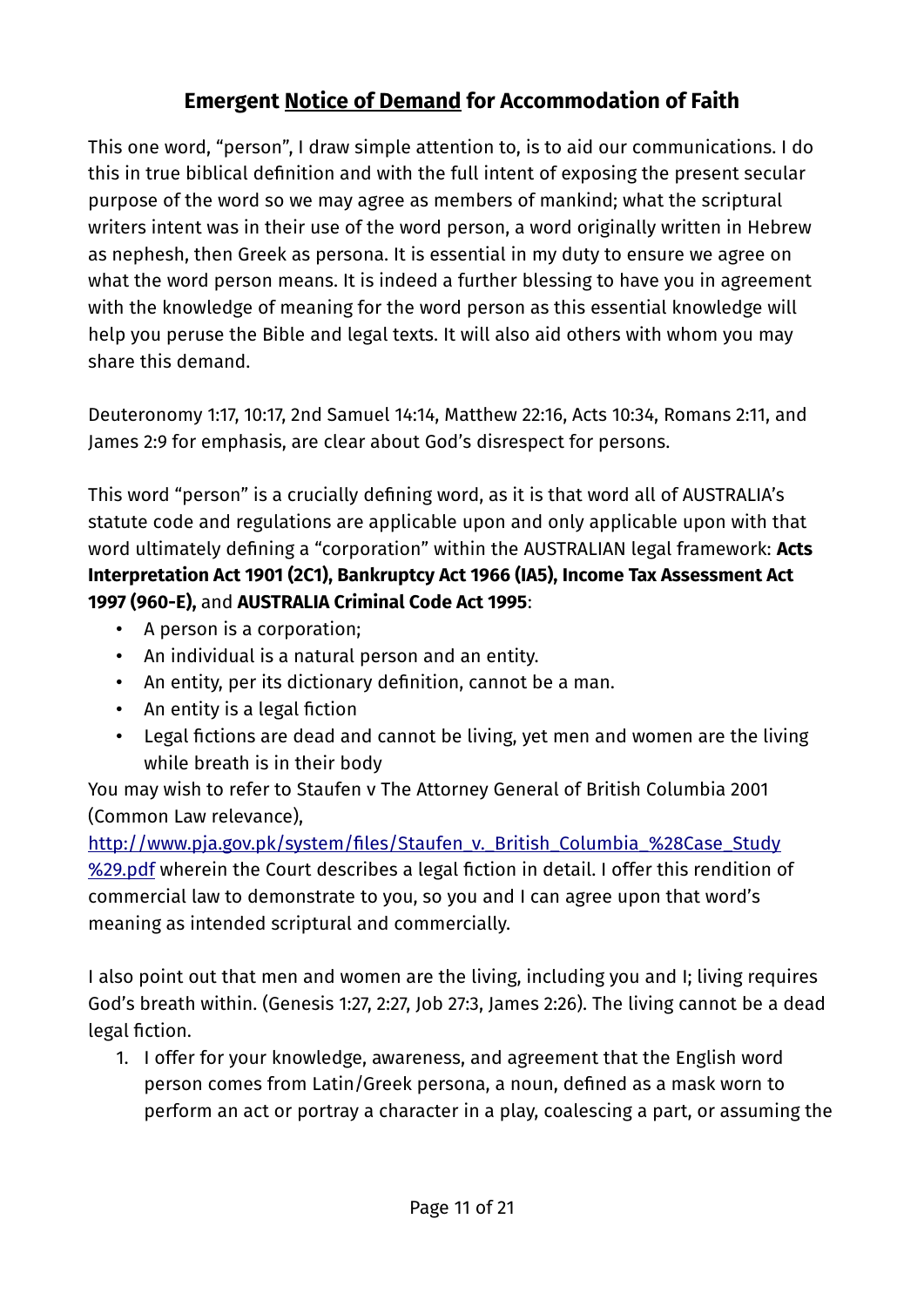## **Emergent Notice of Demand for Accommodation of Faith**

This one word, “person”, I draw simple attention to, is to aid our communications. I do this in true biblical definition and with the full intent of exposing the present secular purpose of the word so we may agree as members of mankind; what the scriptural writers intent was in their use of the word person, a word originally written in Hebrew as nephesh, then Greek as persona. It is essential in my duty to ensure we agree on what the word person means. It is indeed a further blessing to have you in agreement with the knowledge of meaning for the word person as this essential knowledge will help you peruse the Bible and legal texts. It will also aid others with whom you may share this demand.

Deuteronomy 1:17, 10:17, 2nd Samuel 14:14, Matthew 22:16, Acts 10:34, Romans 2:11, and James 2:9 for emphasis, are clear about God’s disrespect for persons.

This word “person” is a crucially defining word, as it is that word all of AUSTRALIA’s statute code and regulations are applicable upon and only applicable upon with that word ultimately defining a “corporation” within the AUSTRALIAN legal framework: **Acts Interpretation Act 1901 (2C1), Bankruptcy Act 1966 (IA5), Income Tax Assessment Act 1997 (960-E),** and **AUSTRALIA Criminal Code Act 1995**:

- A person is a corporation;
- An individual is a natural person and an entity.
- An entity, per its dictionary definition, cannot be a man.
- An entity is a legal fiction
- Legal fictions are dead and cannot be living, yet men and women are the living while breath is in their body

You may wish to refer to Staufen v The Attorney General of British Columbia 2001 (Common Law relevance), [http://www.pja.gov.pk/system/files/Staufen_v._British_Columbia_%28Case_Study%29.pdf](http://www.pja.gov.pk/system/files/Staufen_v._British_Columbia_%28Case_Study%29.pdf) wherein the Court describes a legal fiction in detail. I offer this rendition of commercial law to demonstrate to you, so you and I can agree upon that word’s meaning as intended scriptural and commercially.

I also point out that men and women are the living, including you and I; living requires God’s breath within. (Genesis 1:27, 2:27, Job 27:3, James 2:26). The living cannot be a dead legal fiction.

1. I offer for your knowledge, awareness, and agreement that the English word person comes from Latin/Greek persona, a noun, defined as a mask worn to perform an act or portray a character in a play, coalescing a part, or assuming the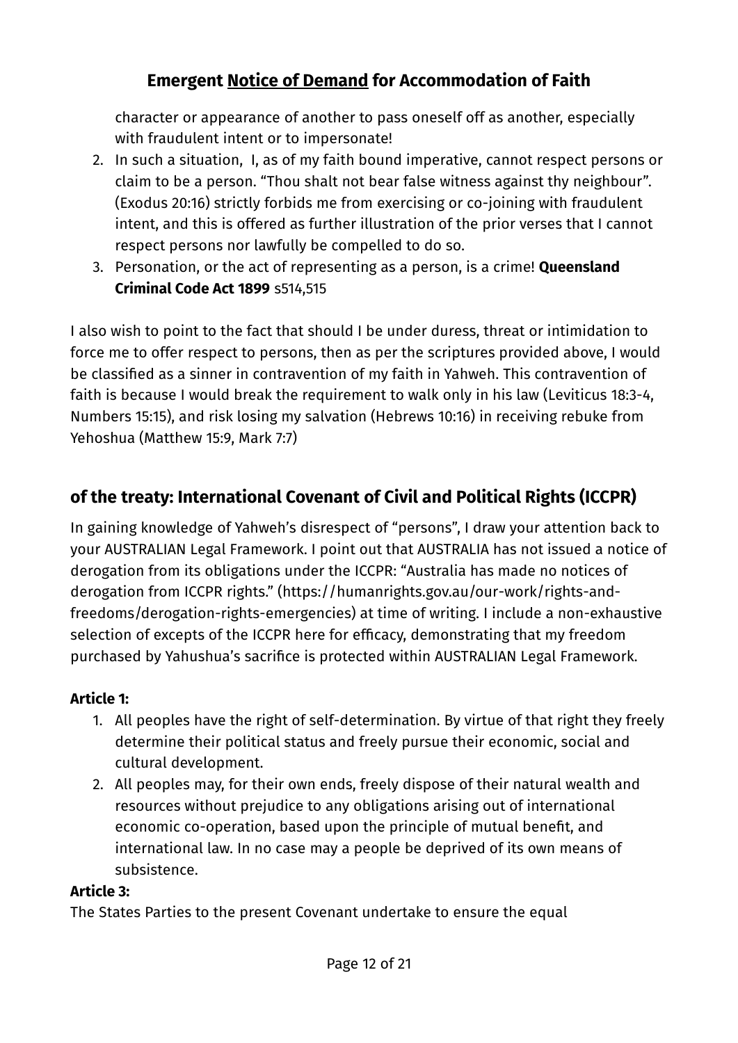character or appearance of another to pass oneself off as another, especially with fraudulent intent or to impersonate!

2. In such a situation, I, as of my faith bound imperative, cannot respect persons or claim to be a person. “Thou shalt not bear false witness against thy neighbour”. (Exodus 20:16) strictly forbids me from exercising or co-joining with fraudulent intent, and this is offered as further illustration of the prior verses that I cannot respect persons nor lawfully be compelled to do so.
3. Personation, or the act of representing as a person, is a crime! **Queensland Criminal Code Act 1899** s514,515

I also wish to point to the fact that should I be under duress, threat or intimidation to force me to offer respect to persons, then as per the scriptures provided above, I would be classified as a sinner in contravention of my faith in Yahweh. This contravention of faith is because I would break the requirement to walk only in his law (Leviticus 18:3-4, Numbers 15:15), and risk losing my salvation (Hebrews 10:16) in receiving rebuke from Yehoshua (Matthew 15:9, Mark 7:7)

## of the treaty: International Covenant of Civil and Political Rights (ICCPR)

In gaining knowledge of Yahweh’s disrespect of “persons”, I draw your attention back to your AUSTRALIAN Legal Framework. I point out that AUSTRALIA has not issued a notice of derogation from its obligations under the ICCPR: “Australia has made no notices of derogation from ICCPR rights.” (https://humanrights.gov.au/our-work/rights-and-freedoms/derogation-rights-emergencies) at time of writing. I include a non-exhaustive selection of excepts of the ICCPR here for efficacy, demonstrating that my freedom purchased by Yahushua’s sacrifice is protected within AUSTRALIAN Legal Framework.

**Article 1:**

1. All peoples have the right of self-determination. By virtue of that right they freely determine their political status and freely pursue their economic, social and cultural development.
2. All peoples may, for their own ends, freely dispose of their natural wealth and resources without prejudice to any obligations arising out of international economic co-operation, based upon the principle of mutual benefit, and international law. In no case may a people be deprived of its own means of subsistence.

**Article 3:**

The States Parties to the present Covenant undertake to ensure the equal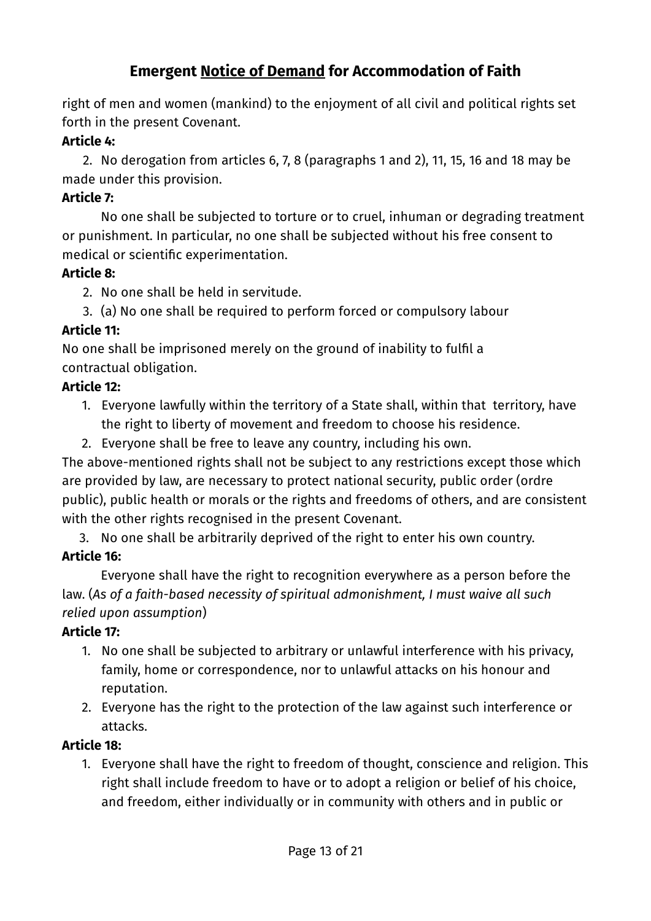right of men and women (mankind) to the enjoyment of all civil and political rights set forth in the present Covenant.

**Article 4:**

2. No derogation from articles 6, 7, 8 (paragraphs 1 and 2), 11, 15, 16 and 18 may be made under this provision.

**Article 7:**

No one shall be subjected to torture or to cruel, inhuman or degrading treatment or punishment. In particular, no one shall be subjected without his free consent to medical or scientific experimentation.

**Article 8:**

2. No one shall be held in servitude.
3. (a) No one shall be required to perform forced or compulsory labour

**Article 11:**

No one shall be imprisoned merely on the ground of inability to fulfil a contractual obligation.

**Article 12:**

1. Everyone lawfully within the territory of a State shall, within that territory, have the right to liberty of movement and freedom to choose his residence.
2. Everyone shall be free to leave any country, including his own.

The above-mentioned rights shall not be subject to any restrictions except those which are provided by law, are necessary to protect national security, public order (ordre public), public health or morals or the rights and freedoms of others, and are consistent with the other rights recognised in the present Covenant.

3. No one shall be arbitrarily deprived of the right to enter his own country.

**Article 16:**

Everyone shall have the right to recognition everywhere as a person before the law. (*As of a faith-based necessity of spiritual admonishment, I must waive all such relied upon assumption*)

**Article 17:**

1. No one shall be subjected to arbitrary or unlawful interference with his privacy, family, home or correspondence, nor to unlawful attacks on his honour and reputation.
2. Everyone has the right to the protection of the law against such interference or attacks.

**Article 18:**

1. Everyone shall have the right to freedom of thought, conscience and religion. This right shall include freedom to have or to adopt a religion or belief of his choice, and freedom, either individually or in community with others and in public or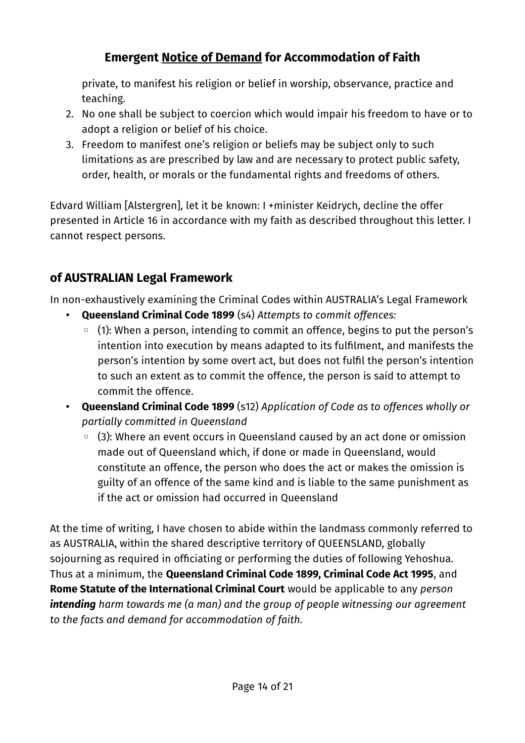private, to manifest his religion or belief in worship, observance, practice and teaching.

2. No one shall be subject to coercion which would impair his freedom to have or to adopt a religion or belief of his choice.
3. Freedom to manifest one's religion or beliefs may be subject only to such limitations as are prescribed by law and are necessary to protect public safety, order, health, or morals or the fundamental rights and freedoms of others.

Edvard William [Alstergren], let it be known: I +minister Keidrych, decline the offer presented in Article 16 in accordance with my faith as described throughout this letter. I cannot respect persons.

## of AUSTRALIAN Legal Framework

In non-exhaustively examining the Criminal Codes within AUSTRALIA's Legal Framework

- **Queensland Criminal Code 1899** (s4) *Attempts to commit offences:*
  - (1): When a person, intending to commit an offence, begins to put the person's intention into execution by means adapted to its fulfilment, and manifests the person's intention by some overt act, but does not fulfil the person's intention to such an extent as to commit the offence, the person is said to attempt to commit the offence.
- **Queensland Criminal Code 1899** (s12) *Application of Code as to offences wholly or partially committed in Queensland*
  - (3): Where an event occurs in Queensland caused by an act done or omission made out of Queensland which, if done or made in Queensland, would constitute an offence, the person who does the act or makes the omission is guilty of an offence of the same kind and is liable to the same punishment as if the act or omission had occurred in Queensland

At the time of writing, I have chosen to abide within the landmass commonly referred to as AUSTRALIA, within the shared descriptive territory of QUEENSLAND, globally sojourning as required in officiating or performing the duties of following Yehoshua. Thus at a minimum, the **Queensland Criminal Code 1899, Criminal Code Act 1995**, and **Rome Statute of the International Criminal Court** would be applicable to any *person* ***intending*** *harm towards me (a man) and the group of people witnessing our agreement to the facts and demand for accommodation of faith.*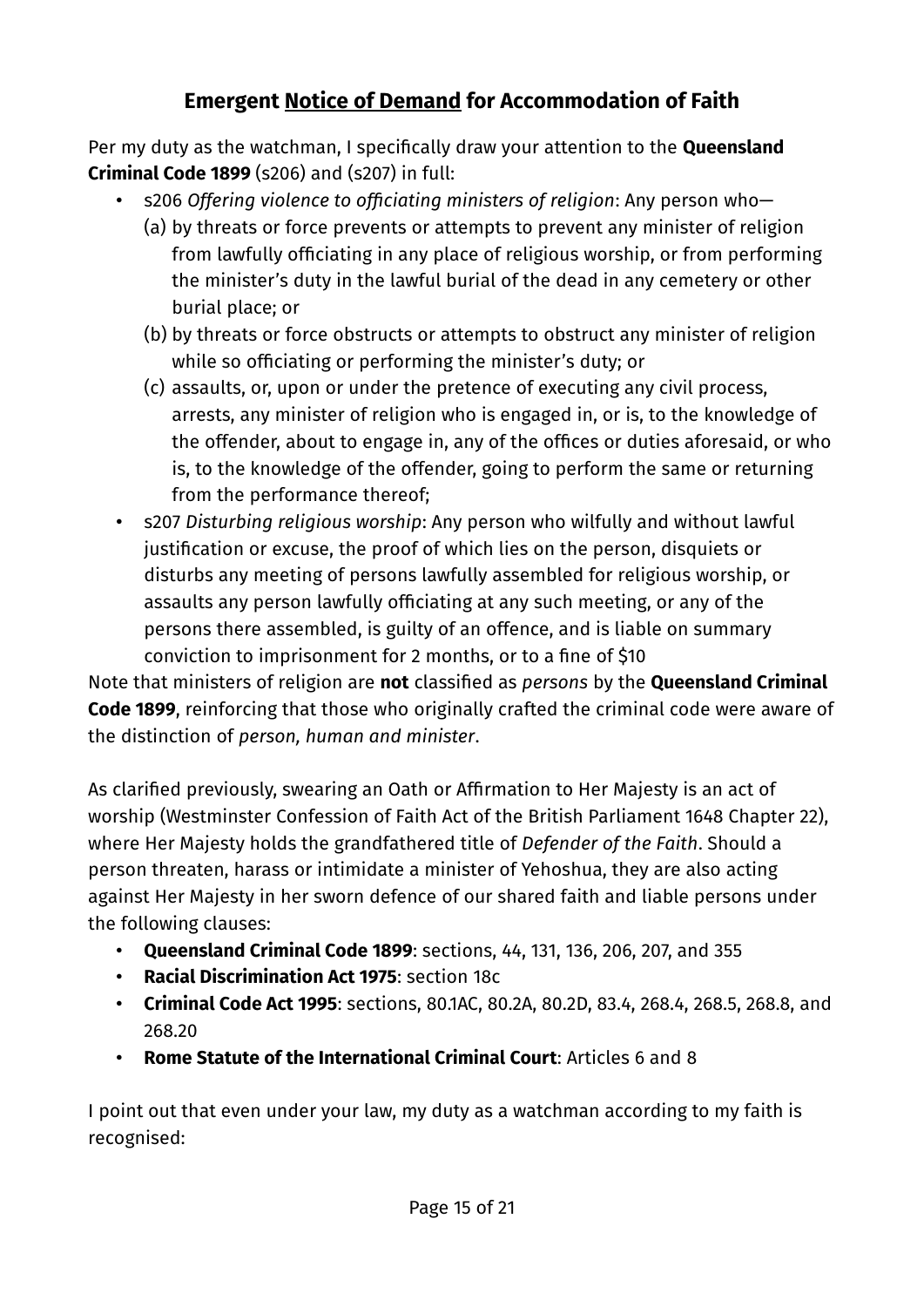## Emergent <u>Notice of Demand</u> for Accommodation of Faith

Per my duty as the watchman, I specifically draw your attention to the **Queensland Criminal Code 1899** (s206) and (s207) in full:

- s206 *Offering violence to officiating ministers of religion*: Any person who—
  - (a) by threats or force prevents or attempts to prevent any minister of religion from lawfully officiating in any place of religious worship, or from performing the minister's duty in the lawful burial of the dead in any cemetery or other burial place; or
  - (b) by threats or force obstructs or attempts to obstruct any minister of religion while so officiating or performing the minister's duty; or
  - (c) assaults, or, upon or under the pretence of executing any civil process, arrests, any minister of religion who is engaged in, or is, to the knowledge of the offender, about to engage in, any of the offices or duties aforesaid, or who is, to the knowledge of the offender, going to perform the same or returning from the performance thereof;
- s207 *Disturbing religious worship*: Any person who wilfully and without lawful justification or excuse, the proof of which lies on the person, disquiets or disturbs any meeting of persons lawfully assembled for religious worship, or assaults any person lawfully officiating at any such meeting, or any of the persons there assembled, is guilty of an offence, and is liable on summary conviction to imprisonment for 2 months, or to a fine of $10

Note that ministers of religion are **not** classified as *persons* by the **Queensland Criminal Code 1899**, reinforcing that those who originally crafted the criminal code were aware of the distinction of *person, human and minister*.

As clarified previously, swearing an Oath or Affirmation to Her Majesty is an act of worship (Westminster Confession of Faith Act of the British Parliament 1648 Chapter 22), where Her Majesty holds the grandfathered title of *Defender of the Faith*. Should a person threaten, harass or intimidate a minister of Yehoshua, they are also acting against Her Majesty in her sworn defence of our shared faith and liable persons under the following clauses:

- **Queensland Criminal Code 1899**: sections, 44, 131, 136, 206, 207, and 355
- **Racial Discrimination Act 1975**: section 18c
- **Criminal Code Act 1995**: sections, 80.1AC, 80.2A, 80.2D, 83.4, 268.4, 268.5, 268.8, and 268.20
- **Rome Statute of the International Criminal Court**: Articles 6 and 8

I point out that even under your law, my duty as a watchman according to my faith is recognised: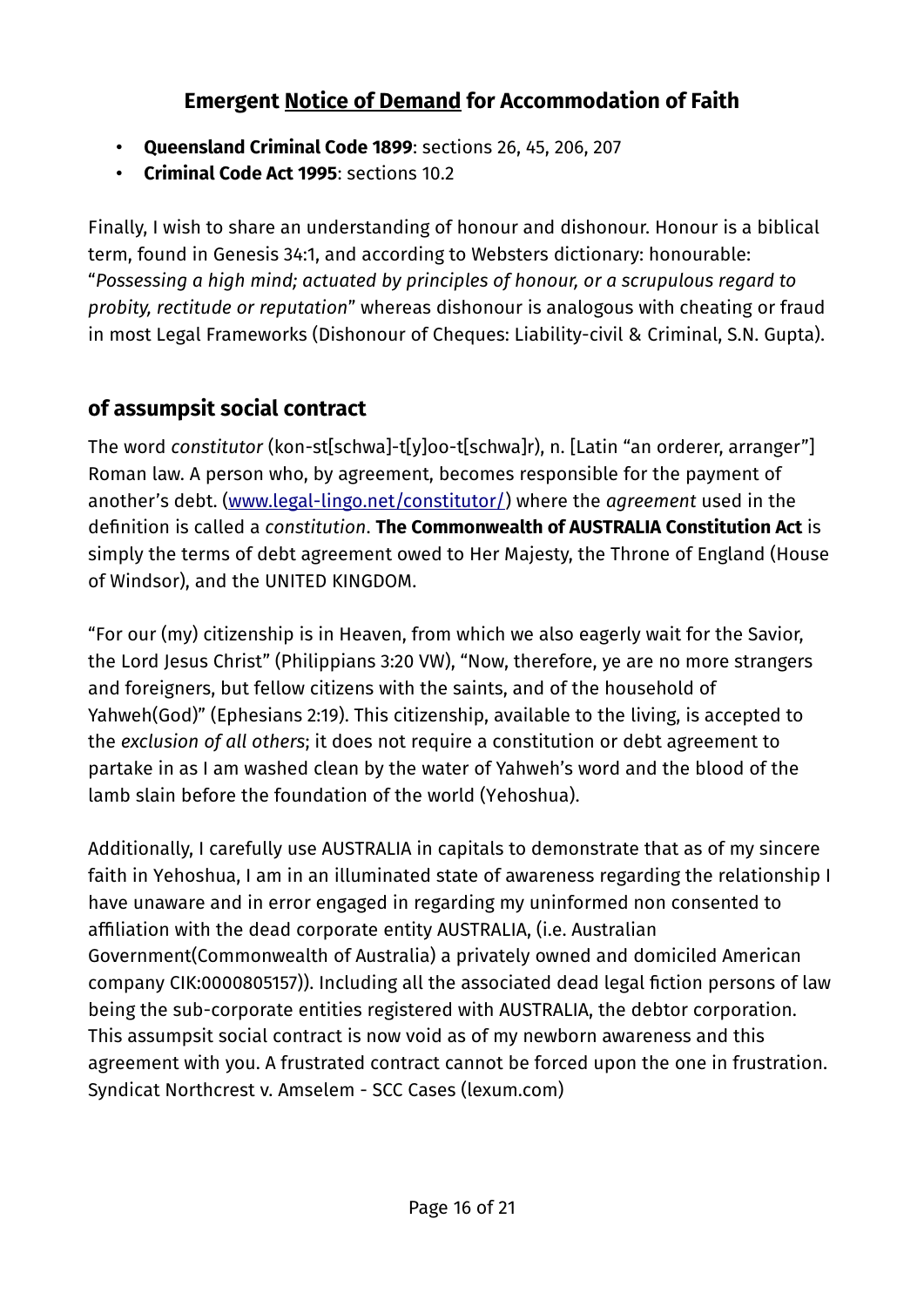## **Emergent Notice of Demand for Accommodation of Faith**

- **Queensland Criminal Code 1899**: sections 26, 45, 206, 207
- **Criminal Code Act 1995**: sections 10.2

Finally, I wish to share an understanding of honour and dishonour. Honour is a biblical term, found in Genesis 34:1, and according to Websters dictionary: honourable: "*Possessing a high mind; actuated by principles of honour, or a scrupulous regard to probity, rectitude or reputation*" whereas dishonour is analogous with cheating or fraud in most Legal Frameworks (Dishonour of Cheques: Liability-civil & Criminal, S.N. Gupta).

### **of assumpsit social contract**

The word *constitutor* (kon-st[schwa]-t[y]oo-t[schwa]r), n. [Latin "an orderer, arranger"] Roman law. A person who, by agreement, becomes responsible for the payment of another's debt. ([www.legal-lingo.net/constitutor/](www.legal-lingo.net/constitutor/)) where the *agreement* used in the definition is called a *constitution*. **The Commonwealth of AUSTRALIA Constitution Act** is simply the terms of debt agreement owed to Her Majesty, the Throne of England (House of Windsor), and the UNITED KINGDOM.

"For our (my) citizenship is in Heaven, from which we also eagerly wait for the Savior, the Lord Jesus Christ" (Philippians 3:20 VW), "Now, therefore, ye are no more strangers and foreigners, but fellow citizens with the saints, and of the household of Yahweh(God)" (Ephesians 2:19). This citizenship, available to the living, is accepted to the *exclusion of all others*; it does not require a constitution or debt agreement to partake in as I am washed clean by the water of Yahweh's word and the blood of the lamb slain before the foundation of the world (Yehoshua).

Additionally, I carefully use AUSTRALIA in capitals to demonstrate that as of my sincere faith in Yehoshua, I am in an illuminated state of awareness regarding the relationship I have unaware and in error engaged in regarding my uninformed non consented to affiliation with the dead corporate entity AUSTRALIA, (i.e. Australian Government(Commonwealth of Australia) a privately owned and domiciled American company CIK:0000805157)). Including all the associated dead legal fiction persons of law being the sub-corporate entities registered with AUSTRALIA, the debtor corporation. This assumpsit social contract is now void as of my newborn awareness and this agreement with you. A frustrated contract cannot be forced upon the one in frustration. Syndicat Northcrest v. Amselem - SCC Cases (lexum.com)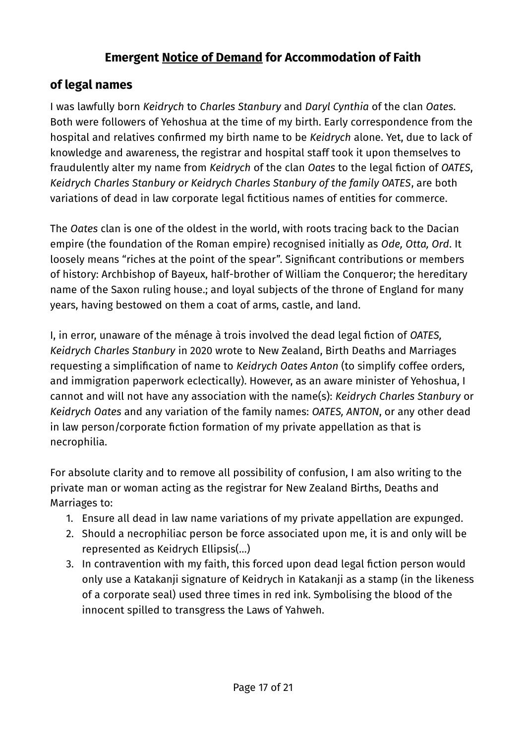# Emergent <u>Notice of Demand</u> for Accommodation of Faith

## of legal names

I was lawfully born *Keidrych* to *Charles Stanbury* and *Daryl Cynthia* of the clan *Oates*. Both were followers of Yehoshua at the time of my birth. Early correspondence from the hospital and relatives confirmed my birth name to be *Keidrych* alone. Yet, due to lack of knowledge and awareness, the registrar and hospital staff took it upon themselves to fraudulently alter my name from *Keidrych* of the clan *Oates* to the legal fiction of *OATES, Keidrych Charles Stanbury or Keidrych Charles Stanbury of the family OATES*, are both variations of dead in law corporate legal fictitious names of entities for commerce.

The *Oates* clan is one of the oldest in the world, with roots tracing back to the Dacian empire (the foundation of the Roman empire) recognised initially as *Ode, Otta, Ord*. It loosely means "riches at the point of the spear". Significant contributions or members of history: Archbishop of Bayeux, half-brother of William the Conqueror; the hereditary name of the Saxon ruling house.; and loyal subjects of the throne of England for many years, having bestowed on them a coat of arms, castle, and land.

I, in error, unaware of the ménage à trois involved the dead legal fiction of *OATES, Keidrych Charles Stanbury* in 2020 wrote to New Zealand, Birth Deaths and Marriages requesting a simplification of name to *Keidrych Oates Anton* (to simplify coffee orders, and immigration paperwork eclectically). However, as an aware minister of Yehoshua, I cannot and will not have any association with the name(s): *Keidrych Charles Stanbury* or *Keidrych Oates* and any variation of the family names: *OATES, ANTON*, or any other dead in law person/corporate fiction formation of my private appellation as that is necrophilia.

For absolute clarity and to remove all possibility of confusion, I am also writing to the private man or woman acting as the registrar for New Zealand Births, Deaths and Marriages to:

1. Ensure all dead in law name variations of my private appellation are expunged.
2. Should a necrophiliac person be force associated upon me, it is and only will be represented as Keidrych Ellipsis(…)
3. In contravention with my faith, this forced upon dead legal fiction person would only use a Katakanji signature of Keidrych in Katakanji as a stamp (in the likeness of a corporate seal) used three times in red ink. Symbolising the blood of the innocent spilled to transgress the Laws of Yahweh.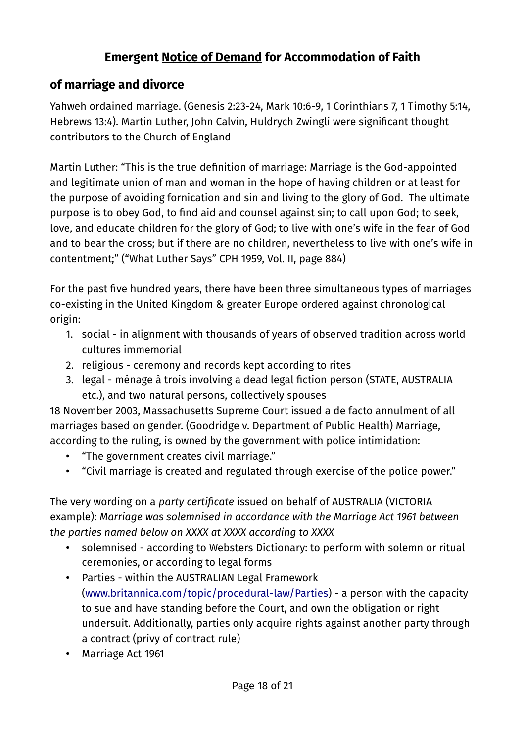# Emergent <u>Notice of Demand</u> for Accommodation of Faith

## of marriage and divorce

Yahweh ordained marriage. (Genesis 2:23-24, Mark 10:6-9, 1 Corinthians 7, 1 Timothy 5:14, Hebrews 13:4). Martin Luther, John Calvin, Huldrych Zwingli were significant thought contributors to the Church of England

Martin Luther: "This is the true definition of marriage: Marriage is the God-appointed and legitimate union of man and woman in the hope of having children or at least for the purpose of avoiding fornication and sin and living to the glory of God. The ultimate purpose is to obey God, to find aid and counsel against sin; to call upon God; to seek, love, and educate children for the glory of God; to live with one's wife in the fear of God and to bear the cross; but if there are no children, nevertheless to live with one's wife in contentment;" ("What Luther Says" CPH 1959, Vol. II, page 884)

For the past five hundred years, there have been three simultaneous types of marriages co-existing in the United Kingdom & greater Europe ordered against chronological origin:

1. social - in alignment with thousands of years of observed tradition across world cultures immemorial
2. religious - ceremony and records kept according to rites
3. legal - ménage à trois involving a dead legal fiction person (STATE, AUSTRALIA etc.), and two natural persons, collectively spouses

18 November 2003, Massachusetts Supreme Court issued a de facto annulment of all marriages based on gender. (Goodridge v. Department of Public Health) Marriage, according to the ruling, is owned by the government with police intimidation:

- "The government creates civil marriage."
- "Civil marriage is created and regulated through exercise of the police power."

The very wording on a *party certificate* issued on behalf of AUSTRALIA (VICTORIA example): *Marriage was solemnised in accordance with the Marriage Act 1961 between the parties named below on XXXX at XXXX according to XXXX*

- solemnised - according to Websters Dictionary: to perform with solemn or ritual ceremonies, or according to legal forms
- Parties - within the AUSTRALIAN Legal Framework ([www.britannica.com/topic/procedural-law/Parties](www.britannica.com/topic/procedural-law/Parties)) - a person with the capacity to sue and have standing before the Court, and own the obligation or right undersuit. Additionally, parties only acquire rights against another party through a contract (privy of contract rule)
- Marriage Act 1961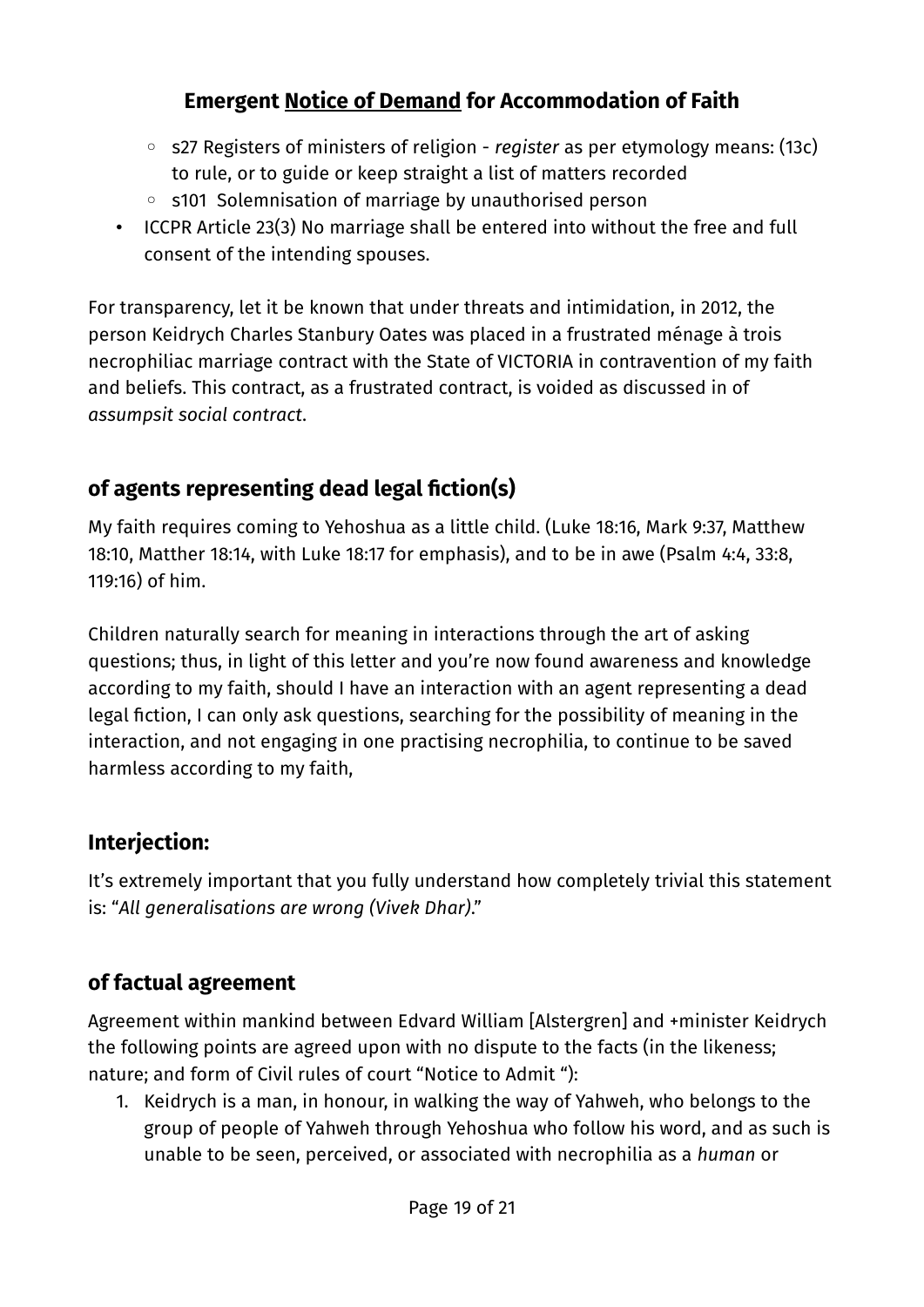## Emergent Notice of Demand for Accommodation of Faith

- ◦ s27 Registers of ministers of religion - *register* as per etymology means: (13c) to rule, or to guide or keep straight a list of matters recorded
  - ◦ s101 Solemnisation of marriage by unauthorised person
- ICCPR Article 23(3) No marriage shall be entered into without the free and full consent of the intending spouses.

For transparency, let it be known that under threats and intimidation, in 2012, the person Keidrych Charles Stanbury Oates was placed in a frustrated ménage à trois necrophiliac marriage contract with the State of VICTORIA in contravention of my faith and beliefs. This contract, as a frustrated contract, is voided as discussed in of *assumpsit social contract*.

### of agents representing dead legal fiction(s)

My faith requires coming to Yehoshua as a little child. (Luke 18:16, Mark 9:37, Matthew 18:10, Matther 18:14, with Luke 18:17 for emphasis), and to be in awe (Psalm 4:4, 33:8, 119:16) of him.

Children naturally search for meaning in interactions through the art of asking questions; thus, in light of this letter and you're now found awareness and knowledge according to my faith, should I have an interaction with an agent representing a dead legal fiction, I can only ask questions, searching for the possibility of meaning in the interaction, and not engaging in one practising necrophilia, to continue to be saved harmless according to my faith,

### Interjection:

It's extremely important that you fully understand how completely trivial this statement is: "*All generalisations are wrong (Vivek Dhar).*"

### of factual agreement

Agreement within mankind between Edvard William [Alstergren] and +minister Keidrych the following points are agreed upon with no dispute to the facts (in the likeness; nature; and form of Civil rules of court "Notice to Admit "):

1. Keidrych is a man, in honour, in walking the way of Yahweh, who belongs to the group of people of Yahweh through Yehoshua who follow his word, and as such is unable to be seen, perceived, or associated with necrophilia as a *human* or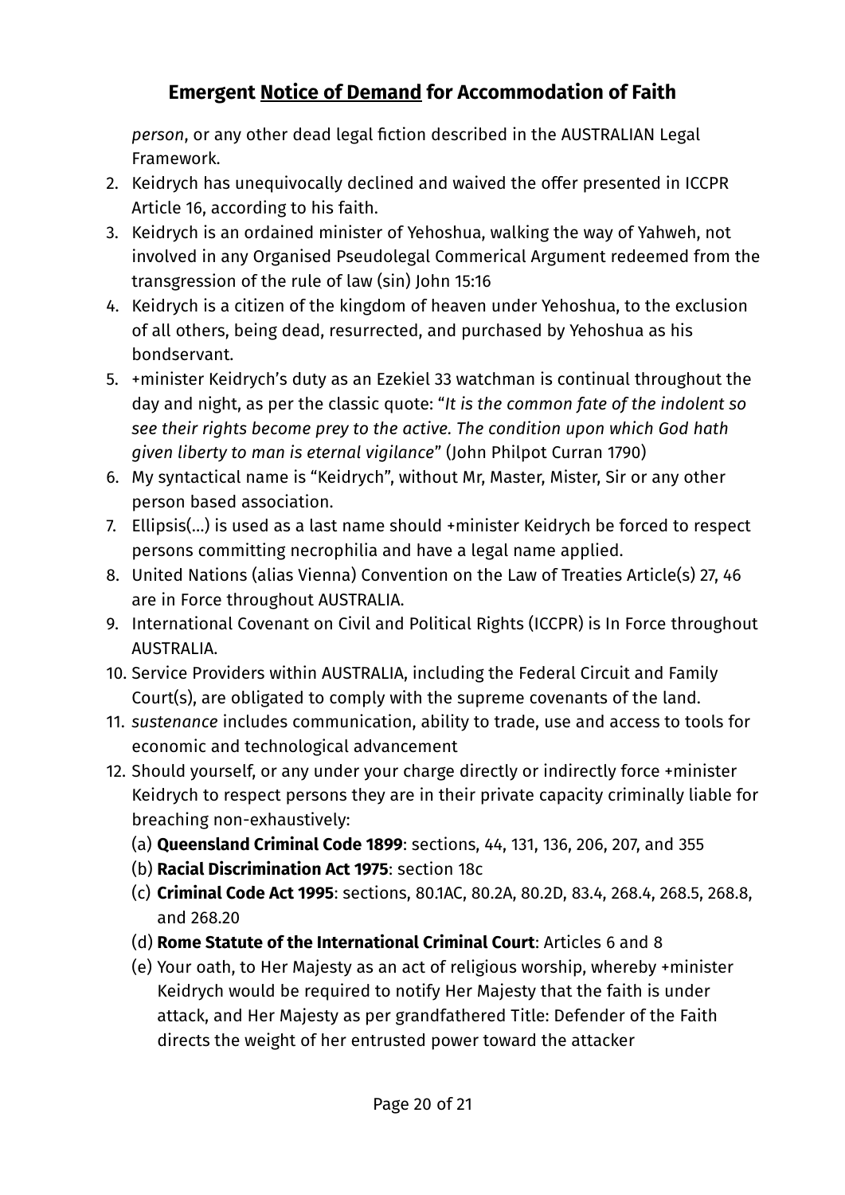## **Emergent Notice of Demand for Accommodation of Faith**

*person*, or any other dead legal fiction described in the AUSTRALIAN Legal Framework.

2. Keidrych has unequivocally declined and waived the offer presented in ICCPR Article 16, according to his faith.
3. Keidrych is an ordained minister of Yehoshua, walking the way of Yahweh, not involved in any Organised Pseudolegal Commerical Argument redeemed from the transgression of the rule of law (sin) John 15:16
4. Keidrych is a citizen of the kingdom of heaven under Yehoshua, to the exclusion of all others, being dead, resurrected, and purchased by Yehoshua as his bondservant.
5. +minister Keidrych's duty as an Ezekiel 33 watchman is continual throughout the day and night, as per the classic quote: "*It is the common fate of the indolent so see their rights become prey to the active. The condition upon which God hath given liberty to man is eternal vigilance*" (John Philpot Curran 1790)
6. My syntactical name is "Keidrych", without Mr, Master, Mister, Sir or any other person based association.
7. Ellipsis(...) is used as a last name should +minister Keidrych be forced to respect persons committing necrophilia and have a legal name applied.
8. United Nations (alias Vienna) Convention on the Law of Treaties Article(s) 27, 46 are in Force throughout AUSTRALIA.
9. International Covenant on Civil and Political Rights (ICCPR) is In Force throughout AUSTRALIA.
10. Service Providers within AUSTRALIA, including the Federal Circuit and Family Court(s), are obligated to comply with the supreme covenants of the land.
11. *sustenance* includes communication, ability to trade, use and access to tools for economic and technological advancement
12. Should yourself, or any under your charge directly or indirectly force +minister Keidrych to respect persons they are in their private capacity criminally liable for breaching non-exhaustively:
    (a) **Queensland Criminal Code 1899**: sections, 44, 131, 136, 206, 207, and 355
    (b) **Racial Discrimination Act 1975**: section 18c
    (c) **Criminal Code Act 1995**: sections, 80.1AC, 80.2A, 80.2D, 83.4, 268.4, 268.5, 268.8, and 268.20
    (d) **Rome Statute of the International Criminal Court**: Articles 6 and 8
    (e) Your oath, to Her Majesty as an act of religious worship, whereby +minister Keidrych would be required to notify Her Majesty that the faith is under attack, and Her Majesty as per grandfathered Title: Defender of the Faith directs the weight of her entrusted power toward the attacker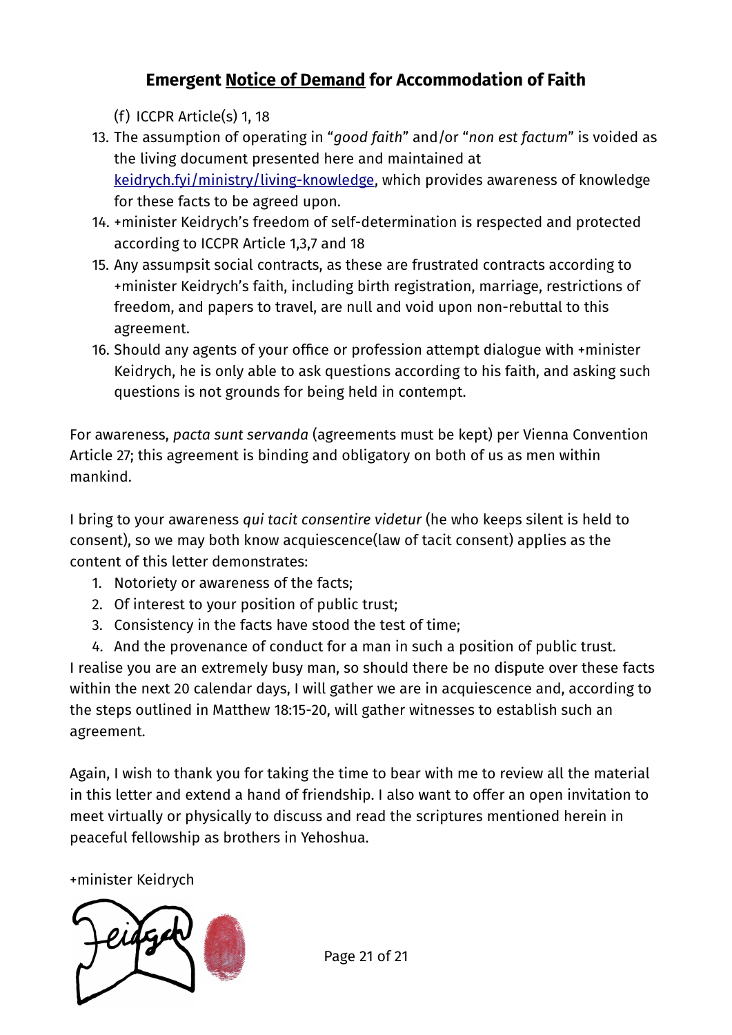## **Emergent Notice of Demand for Accommodation of Faith**

(f) ICCPR Article(s) 1, 18

13. The assumption of operating in "*good faith*" and/or "*non est factum*" is voided as the living document presented here and maintained at [keidrych.fyi/ministry/living-knowledge](keidrych.fyi/ministry/living-knowledge), which provides awareness of knowledge for these facts to be agreed upon.
14. +minister Keidrych's freedom of self-determination is respected and protected according to ICCPR Article 1,3,7 and 18
15. Any assumpsit social contracts, as these are frustrated contracts according to +minister Keidrych's faith, including birth registration, marriage, restrictions of freedom, and papers to travel, are null and void upon non-rebuttal to this agreement.
16. Should any agents of your office or profession attempt dialogue with +minister Keidrych, he is only able to ask questions according to his faith, and asking such questions is not grounds for being held in contempt.

For awareness, *pacta sunt servanda* (agreements must be kept) per Vienna Convention Article 27; this agreement is binding and obligatory on both of us as men within mankind.

I bring to your awareness *qui tacit consentire videtur* (he who keeps silent is held to consent), so we may both know acquiescence(law of tacit consent) applies as the content of this letter demonstrates:

1. Notoriety or awareness of the facts;
2. Of interest to your position of public trust;
3. Consistency in the facts have stood the test of time;
4. And the provenance of conduct for a man in such a position of public trust.

I realise you are an extremely busy man, so should there be no dispute over these facts within the next 20 calendar days, I will gather we are in acquiescence and, according to the steps outlined in Matthew 18:15-20, will gather witnesses to establish such an agreement.

Again, I wish to thank you for taking the time to bear with me to review all the material in this letter and extend a hand of friendship. I also want to offer an open invitation to meet virtually or physically to discuss and read the scriptures mentioned herein in peaceful fellowship as brothers in Yehoshua.

+minister Keidrych